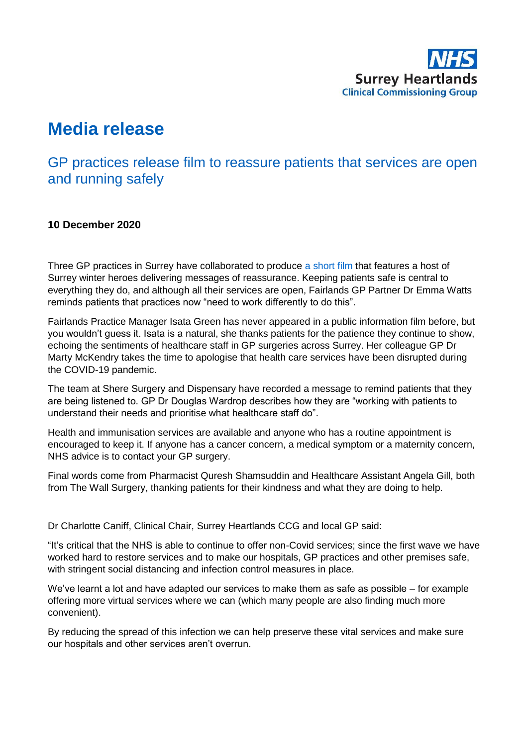NHS Surrey Heartlands Clinical Commissioning Group

# Media release

## GP practices release film to reassure patients that services are open and running safely

**10 December 2020**

Three GP practices in Surrey have collaborated to produce a short film that features a host of Surrey winter heroes delivering messages of reassurance. Keeping patients safe is central to everything they do, and although all their services are open, Fairlands GP Partner Dr Emma Watts reminds patients that practices now "need to work differently to do this".

Fairlands Practice Manager Isata Green has never appeared in a public information film before, but you wouldn't guess it. Isata is a natural, she thanks patients for the patience they continue to show, echoing the sentiments of healthcare staff in GP surgeries across Surrey. Her colleague GP Dr Marty McKendry takes the time to apologise that health care services have been disrupted during the COVID-19 pandemic.

The team at Shere Surgery and Dispensary have recorded a message to remind patients that they are being listened to. GP Dr Douglas Wardrop describes how they are "working with patients to understand their needs and prioritise what healthcare staff do".

Health and immunisation services are available and anyone who has a routine appointment is encouraged to keep it. If anyone has a cancer concern, a medical symptom or a maternity concern, NHS advice is to contact your GP surgery.

Final words come from Pharmacist Quresh Shamsuddin and Healthcare Assistant Angela Gill, both from The Wall Surgery, thanking patients for their kindness and what they are doing to help.

Dr Charlotte Caniff, Clinical Chair, Surrey Heartlands CCG and local GP said:

"It's critical that the NHS is able to continue to offer non-Covid services; since the first wave we have worked hard to restore services and to make our hospitals, GP practices and other premises safe, with stringent social distancing and infection control measures in place.

We've learnt a lot and have adapted our services to make them as safe as possible – for example offering more virtual services where we can (which many people are also finding much more convenient).

By reducing the spread of this infection we can help preserve these vital services and make sure our hospitals and other services aren't overrun.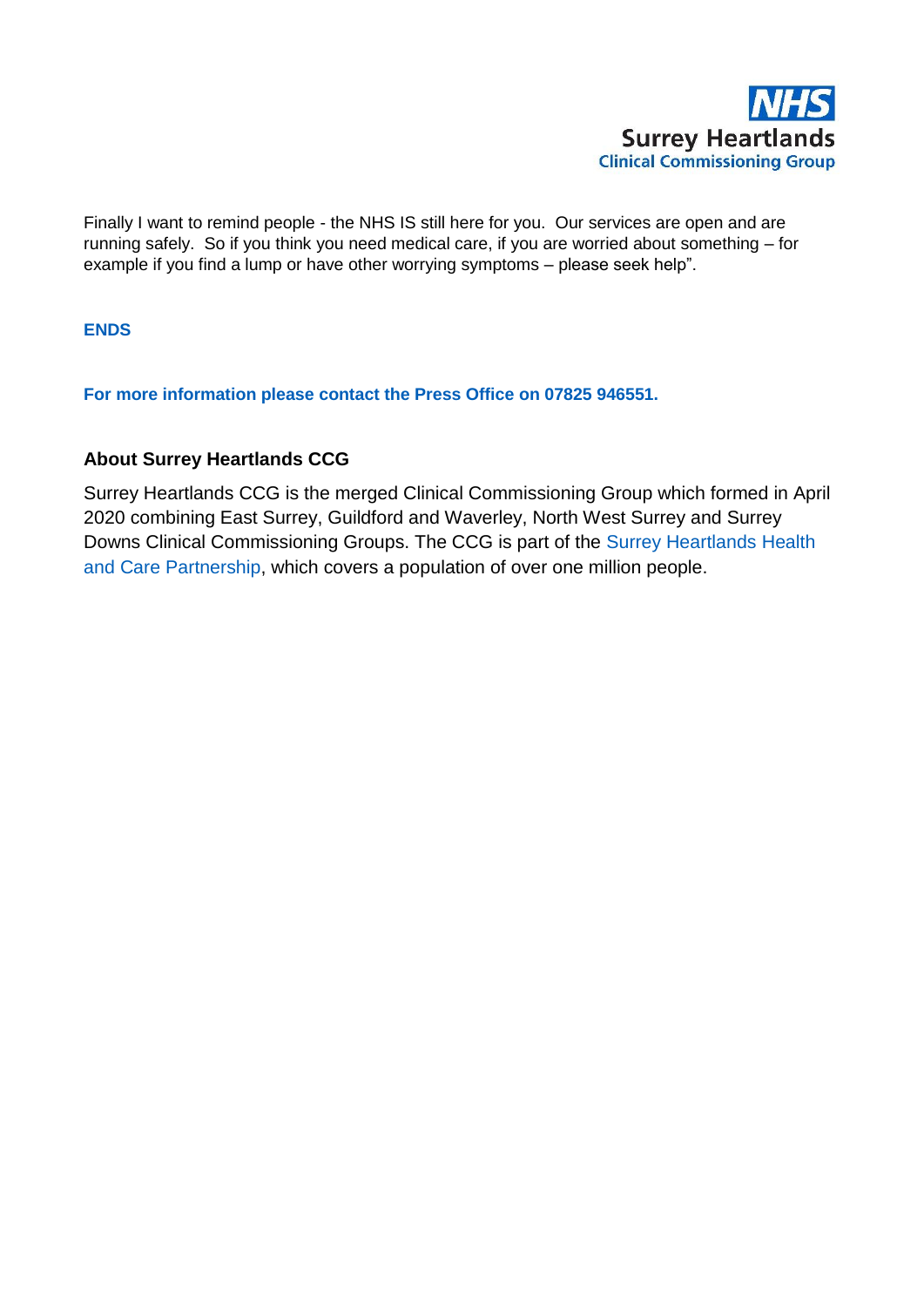Finally I want to remind people - the NHS IS still here for you. Our services are open and are running safely. So if you think you need medical care, if you are worried about something – for example if you find a lump or have other worrying symptoms – please seek help".

**ENDS**

**For more information please contact the Press Office on 07825 946551.**

### About Surrey Heartlands CCG

Surrey Heartlands CCG is the merged Clinical Commissioning Group which formed in April 2020 combining East Surrey, Guildford and Waverley, North West Surrey and Surrey Downs Clinical Commissioning Groups. The CCG is part of the Surrey Heartlands Health and Care Partnership, which covers a population of over one million people.